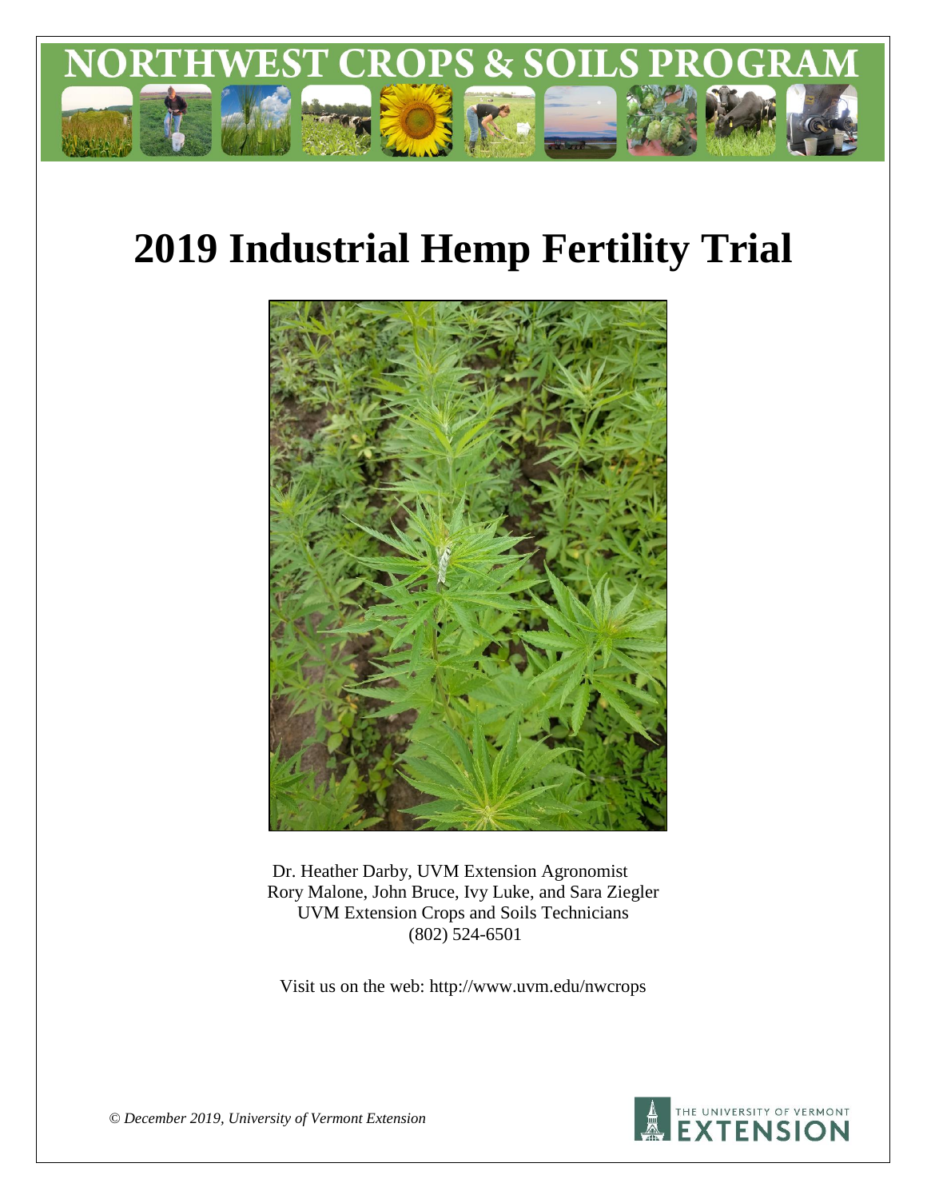# NORTHWEST CROPS & SOILS PROGRAM

# 2019 Industrial Hemp Fertility Trial

Dr. Heather Darby, UVM Extension Agronomist
Rory Malone, John Bruce, Ivy Luke, and Sara Ziegler
UVM Extension Crops and Soils Technicians
(802) 524-6501

Visit us on the web: http://www.uvm.edu/nwcrops

*© December 2019, University of Vermont Extension*

THE UNIVERSITY OF VERMONT EXTENSION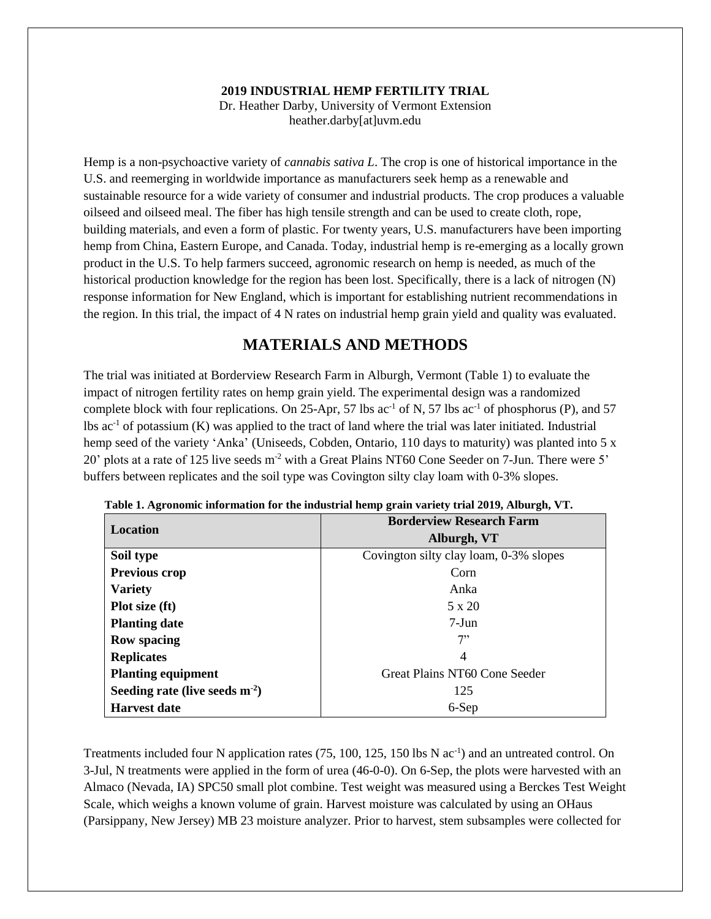**2019 INDUSTRIAL HEMP FERTILITY TRIAL**
Dr. Heather Darby, University of Vermont Extension
heather.darby[at]uvm.edu

Hemp is a non-psychoactive variety of *cannabis sativa L*. The crop is one of historical importance in the U.S. and reemerging in worldwide importance as manufacturers seek hemp as a renewable and sustainable resource for a wide variety of consumer and industrial products. The crop produces a valuable oilseed and oilseed meal. The fiber has high tensile strength and can be used to create cloth, rope, building materials, and even a form of plastic. For twenty years, U.S. manufacturers have been importing hemp from China, Eastern Europe, and Canada. Today, industrial hemp is re-emerging as a locally grown product in the U.S. To help farmers succeed, agronomic research on hemp is needed, as much of the historical production knowledge for the region has been lost. Specifically, there is a lack of nitrogen (N) response information for New England, which is important for establishing nutrient recommendations in the region. In this trial, the impact of 4 N rates on industrial hemp grain yield and quality was evaluated.

## MATERIALS AND METHODS

The trial was initiated at Borderview Research Farm in Alburgh, Vermont (Table 1) to evaluate the impact of nitrogen fertility rates on hemp grain yield. The experimental design was a randomized complete block with four replications. On 25-Apr, 57 lbs ac$^{-1}$ of N, 57 lbs ac$^{-1}$ of phosphorus (P), and 57 lbs ac$^{-1}$ of potassium (K) was applied to the tract of land where the trial was later initiated. Industrial hemp seed of the variety 'Anka' (Uniseeds, Cobden, Ontario, 110 days to maturity) was planted into 5 x 20' plots at a rate of 125 live seeds m$^{-2}$ with a Great Plains NT60 Cone Seeder on 7-Jun. There were 5' buffers between replicates and the soil type was Covington silty clay loam with 0-3% slopes.

**Table 1. Agronomic information for the industrial hemp grain variety trial 2019, Alburgh, VT.**

| **Location** | **Borderview Research Farm Alburgh, VT** |
|---|---|
| **Soil type** | Covington silty clay loam, 0-3% slopes |
| **Previous crop** | Corn |
| **Variety** | Anka |
| **Plot size (ft)** | 5 x 20 |
| **Planting date** | 7-Jun |
| **Row spacing** | 7" |
| **Replicates** | 4 |
| **Planting equipment** | Great Plains NT60 Cone Seeder |
| **Seeding rate (live seeds m$^{-2}$)** | 125 |
| **Harvest date** | 6-Sep |

Treatments included four N application rates (75, 100, 125, 150 lbs N ac$^{-1}$) and an untreated control. On 3-Jul, N treatments were applied in the form of urea (46-0-0). On 6-Sep, the plots were harvested with an Almaco (Nevada, IA) SPC50 small plot combine. Test weight was measured using a Berckes Test Weight Scale, which weighs a known volume of grain. Harvest moisture was calculated by using an OHaus (Parsippany, New Jersey) MB 23 moisture analyzer. Prior to harvest, stem subsamples were collected for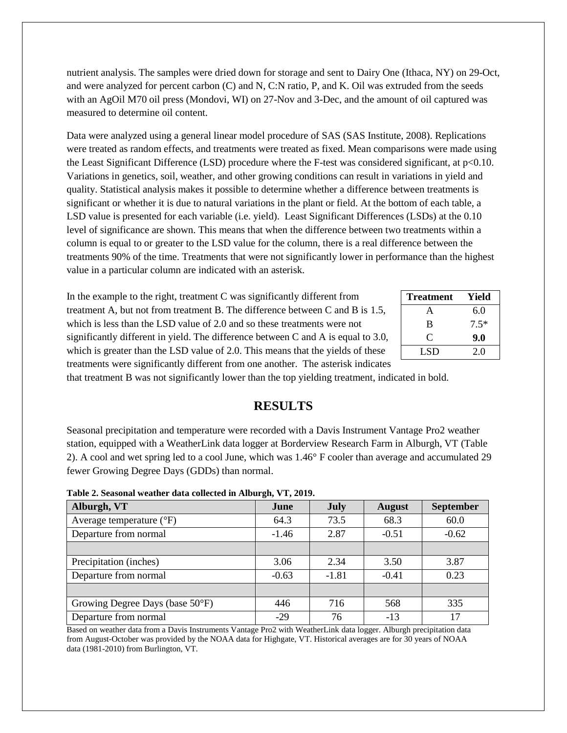nutrient analysis. The samples were dried down for storage and sent to Dairy One (Ithaca, NY) on 29-Oct, and were analyzed for percent carbon (C) and N, C:N ratio, P, and K. Oil was extruded from the seeds with an AgOil M70 oil press (Mondovi, WI) on 27-Nov and 3-Dec, and the amount of oil captured was measured to determine oil content.

Data were analyzed using a general linear model procedure of SAS (SAS Institute, 2008). Replications were treated as random effects, and treatments were treated as fixed. Mean comparisons were made using the Least Significant Difference (LSD) procedure where the F-test was considered significant, at $p<0.10$. Variations in genetics, soil, weather, and other growing conditions can result in variations in yield and quality. Statistical analysis makes it possible to determine whether a difference between treatments is significant or whether it is due to natural variations in the plant or field. At the bottom of each table, a LSD value is presented for each variable (i.e. yield). Least Significant Differences (LSDs) at the 0.10 level of significance are shown. This means that when the difference between two treatments within a column is equal to or greater to the LSD value for the column, there is a real difference between the treatments 90% of the time. Treatments that were not significantly lower in performance than the highest value in a particular column are indicated with an asterisk.

In the example to the right, treatment C was significantly different from treatment A, but not from treatment B. The difference between C and B is 1.5, which is less than the LSD value of 2.0 and so these treatments were not significantly different in yield. The difference between C and A is equal to 3.0, which is greater than the LSD value of 2.0. This means that the yields of these treatments were significantly different from one another. The asterisk indicates that treatment B was not significantly lower than the top yielding treatment, indicated in bold.

| Treatment | Yield |
|---|---|
| A | 6.0 |
| B | 7.5* |
| C | **9.0** |
| LSD | 2.0 |

## RESULTS

Seasonal precipitation and temperature were recorded with a Davis Instrument Vantage Pro2 weather station, equipped with a WeatherLink data logger at Borderview Research Farm in Alburgh, VT (Table 2). A cool and wet spring led to a cool June, which was 1.46° F cooler than average and accumulated 29 fewer Growing Degree Days (GDDs) than normal.

**Table 2. Seasonal weather data collected in Alburgh, VT, 2019.**

| Alburgh, VT | June | July | August | September |
|---|---|---|---|---|
| Average temperature (°F) | 64.3 | 73.5 | 68.3 | 60.0 |
| Departure from normal | -1.46 | 2.87 | -0.51 | -0.62 |
| | | | | |
| Precipitation (inches) | 3.06 | 2.34 | 3.50 | 3.87 |
| Departure from normal | -0.63 | -1.81 | -0.41 | 0.23 |
| | | | | |
| Growing Degree Days (base 50°F) | 446 | 716 | 568 | 335 |
| Departure from normal | -29 | 76 | -13 | 17 |

Based on weather data from a Davis Instruments Vantage Pro2 with WeatherLink data logger. Alburgh precipitation data from August-October was provided by the NOAA data for Highgate, VT. Historical averages are for 30 years of NOAA data (1981-2010) from Burlington, VT.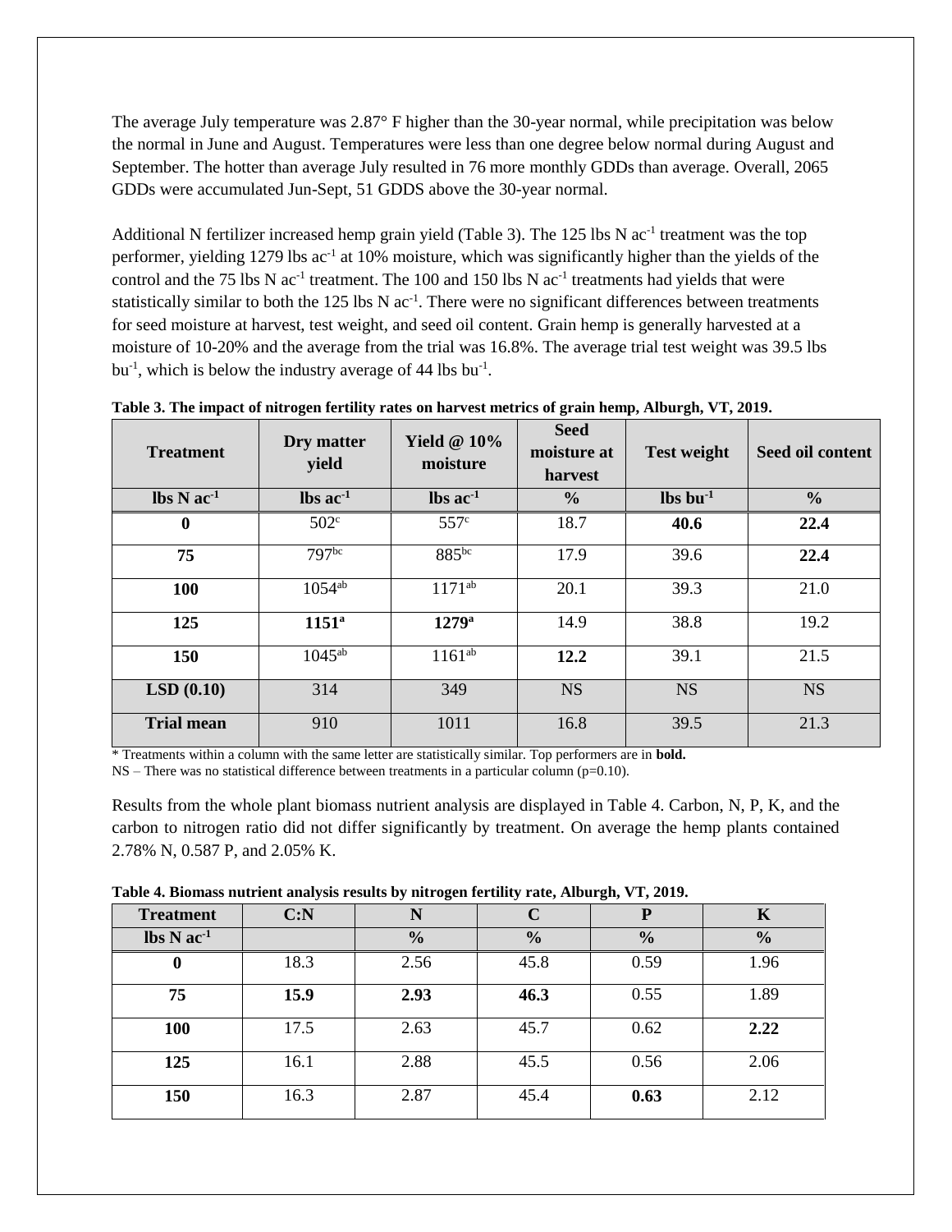The average July temperature was 2.87° F higher than the 30-year normal, while precipitation was below the normal in June and August. Temperatures were less than one degree below normal during August and September. The hotter than average July resulted in 76 more monthly GDDs than average. Overall, 2065 GDDs were accumulated Jun-Sept, 51 GDDS above the 30-year normal.

Additional N fertilizer increased hemp grain yield (Table 3). The 125 lbs N $ac^{-1}$ treatment was the top performer, yielding 1279 lbs $ac^{-1}$ at 10% moisture, which was significantly higher than the yields of the control and the 75 lbs N $ac^{-1}$ treatment. The 100 and 150 lbs N $ac^{-1}$ treatments had yields that were statistically similar to both the 125 lbs N $ac^{-1}$. There were no significant differences between treatments for seed moisture at harvest, test weight, and seed oil content. Grain hemp is generally harvested at a moisture of 10-20% and the average from the trial was 16.8%. The average trial test weight was 39.5 lbs $bu^{-1}$, which is below the industry average of 44 lbs $bu^{-1}$.

**Table 3. The impact of nitrogen fertility rates on harvest metrics of grain hemp, Alburgh, VT, 2019.**

| Treatment | Dry matter yield | Yield @ 10% moisture | Seed moisture at harvest | Test weight | Seed oil content |
|---|---|---|---|---|---|
| **lbs N $ac^{-1}$** | **lbs $ac^{-1}$** | **lbs $ac^{-1}$** | **%** | **lbs $bu^{-1}$** | **%** |
| **0** | $502^{c}$ | $557^{c}$ | 18.7 | **40.6** | **22.4** |
| **75** | $797^{bc}$ | $885^{bc}$ | 17.9 | 39.6 | **22.4** |
| **100** | $1054^{ab}$ | $1171^{ab}$ | 20.1 | 39.3 | 21.0 |
| **125** | $\mathbf{1151^{a}}$ | $\mathbf{1279^{a}}$ | 14.9 | 38.8 | 19.2 |
| **150** | $1045^{ab}$ | $1161^{ab}$ | **12.2** | 39.1 | 21.5 |
| **LSD (0.10)** | 314 | 349 | NS | NS | NS |
| **Trial mean** | 910 | 1011 | 16.8 | 39.5 | 21.3 |

* Treatments within a column with the same letter are statistically similar. Top performers are in **bold.**
NS – There was no statistical difference between treatments in a particular column (p=0.10).

Results from the whole plant biomass nutrient analysis are displayed in Table 4. Carbon, N, P, K, and the carbon to nitrogen ratio did not differ significantly by treatment. On average the hemp plants contained 2.78% N, 0.587 P, and 2.05% K.

**Table 4. Biomass nutrient analysis results by nitrogen fertility rate, Alburgh, VT, 2019.**

| Treatment | C:N | N | C | P | K |
|---|---|---|---|---|---|
| **lbs N $ac^{-1}$** | | **%** | **%** | **%** | **%** |
| **0** | 18.3 | 2.56 | 45.8 | 0.59 | 1.96 |
| **75** | **15.9** | **2.93** | **46.3** | 0.55 | 1.89 |
| **100** | 17.5 | 2.63 | 45.7 | 0.62 | **2.22** |
| **125** | 16.1 | 2.88 | 45.5 | 0.56 | 2.06 |
| **150** | 16.3 | 2.87 | 45.4 | **0.63** | 2.12 |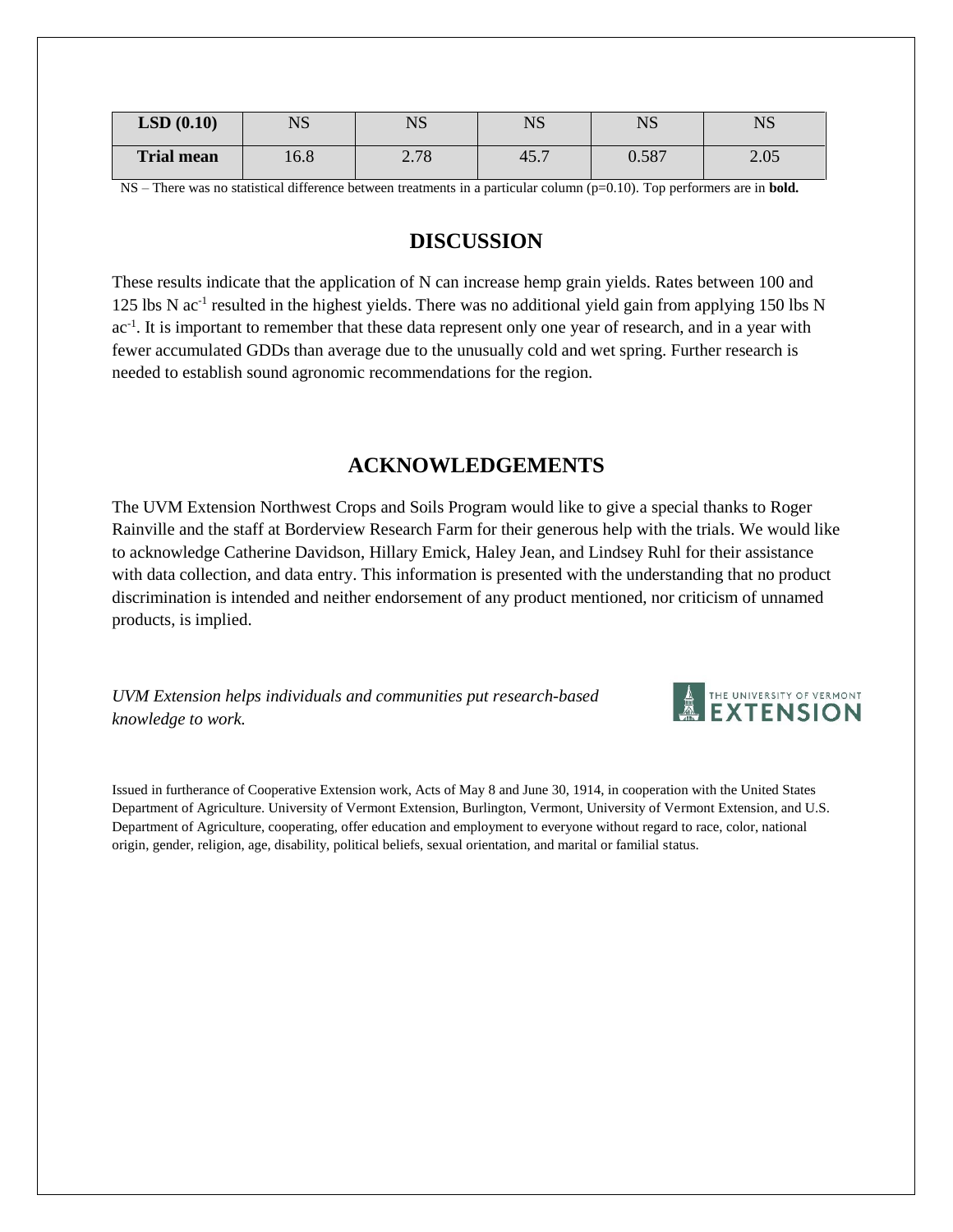| | | | | | |
|---|---|---|---|---|---|
| **LSD (0.10)** | NS | NS | NS | NS | NS |
| **Trial mean** | 16.8 | 2.78 | 45.7 | 0.587 | 2.05 |

NS – There was no statistical difference between treatments in a particular column (p=0.10). Top performers are in **bold.**

## DISCUSSION

These results indicate that the application of N can increase hemp grain yields. Rates between 100 and 125 lbs N $ac^{-1}$ resulted in the highest yields. There was no additional yield gain from applying 150 lbs N $ac^{-1}$. It is important to remember that these data represent only one year of research, and in a year with fewer accumulated GDDs than average due to the unusually cold and wet spring. Further research is needed to establish sound agronomic recommendations for the region.

## ACKNOWLEDGEMENTS

The UVM Extension Northwest Crops and Soils Program would like to give a special thanks to Roger Rainville and the staff at Borderview Research Farm for their generous help with the trials. We would like to acknowledge Catherine Davidson, Hillary Emick, Haley Jean, and Lindsey Ruhl for their assistance with data collection, and data entry. This information is presented with the understanding that no product discrimination is intended and neither endorsement of any product mentioned, nor criticism of unnamed products, is implied.

*UVM Extension helps individuals and communities put research-based knowledge to work.*

THE UNIVERSITY OF VERMONT EXTENSION

Issued in furtherance of Cooperative Extension work, Acts of May 8 and June 30, 1914, in cooperation with the United States Department of Agriculture. University of Vermont Extension, Burlington, Vermont, University of Vermont Extension, and U.S. Department of Agriculture, cooperating, offer education and employment to everyone without regard to race, color, national origin, gender, religion, age, disability, political beliefs, sexual orientation, and marital or familial status.